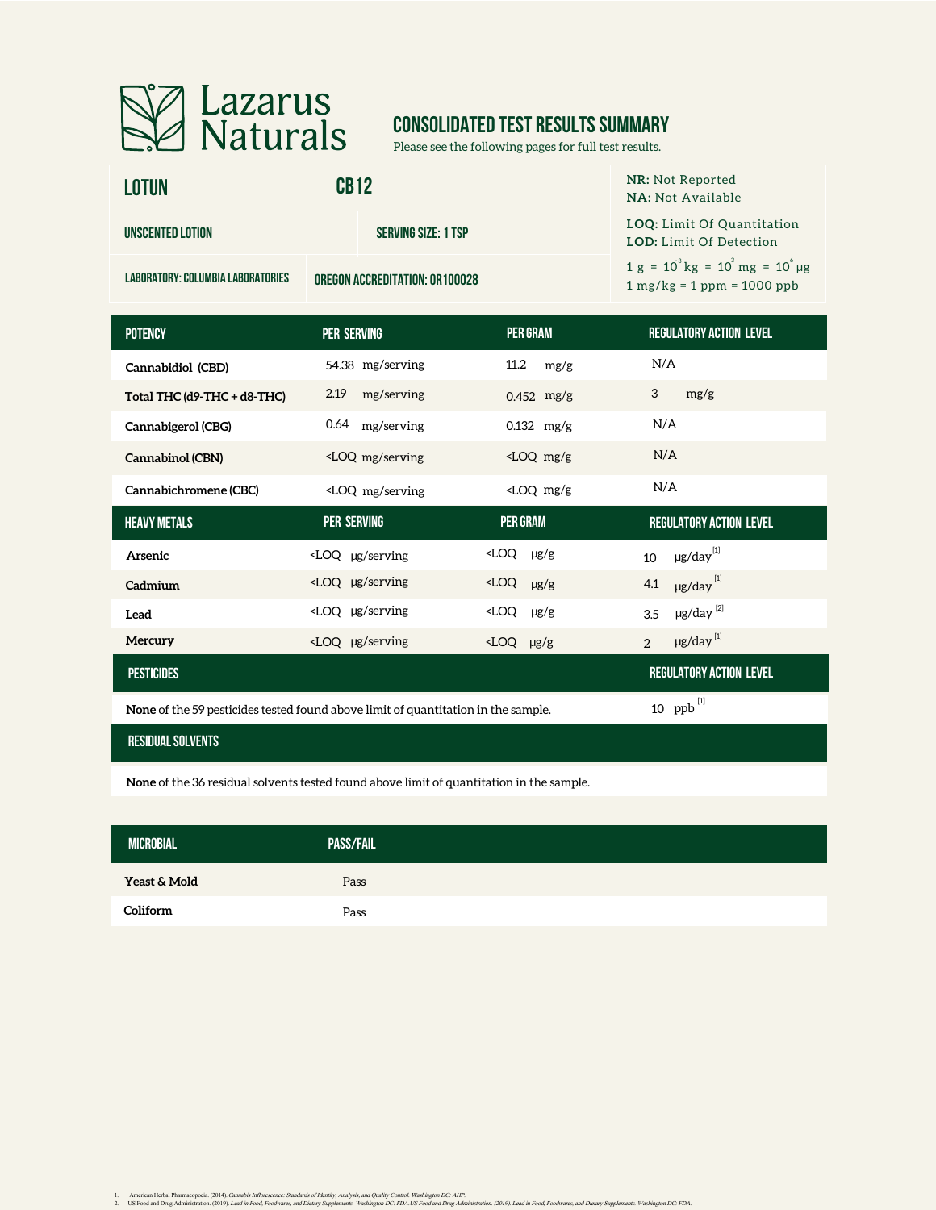# Lazarus Naturals

## CONSOLIDATED TEST RESULTS SUMMARY

Please see the following pages for full test results.

| LOTUN | CB12 | |
|---|---|---|
| UNSCENTED LOTION | SERVING SIZE: 1 TSP | |
| LABORATORY: COLUMBIA LABORATORIES | OREGON ACCREDITATION: OR100028 | |

**NR:** Not Reported
**NA:** Not Available

**LOQ:** Limit Of Quantitation
**LOD:** Limit Of Detection

$1\ g = 10^{3} kg = 10^{3} mg = 10^{6} \mu g$
1 mg/kg = 1 ppm = 1000 ppb

| POTENCY | PER SERVING | PER GRAM | REGULATORY ACTION LEVEL |
|---|---|---|---|
| Cannabidiol (CBD) | 54.38 mg/serving | 11.2 mg/g | N/A |
| Total THC (d9-THC + d8-THC) | 2.19 mg/serving | 0.452 mg/g | 3 mg/g |
| Cannabigerol (CBG) | 0.64 mg/serving | 0.132 mg/g | N/A |
| Cannabinol (CBN) | <LOQ mg/serving | <LOQ mg/g | N/A |
| Cannabichromene (CBC) | <LOQ mg/serving | <LOQ mg/g | N/A |

| HEAVY METALS | PER SERVING | PER GRAM | REGULATORY ACTION LEVEL |
|---|---|---|---|
| Arsenic | <LOQ µg/serving | <LOQ µg/g | 10 µg/day [1] |
| Cadmium | <LOQ µg/serving | <LOQ µg/g | 4.1 µg/day [1] |
| Lead | <LOQ µg/serving | <LOQ µg/g | 3.5 µg/day [2] |
| Mercury | <LOQ µg/serving | <LOQ µg/g | 2 µg/day [1] |

| PESTICIDES | REGULATORY ACTION LEVEL |
|---|---|
| **None** of the 59 pesticides tested found above limit of quantitation in the sample. | 10 ppb [1] |

| RESIDUAL SOLVENTS |
|---|
| **None** of the 36 residual solvents tested found above limit of quantitation in the sample. |

| MICROBIAL | PASS/FAIL |
|---|---|
| Yeast & Mold | Pass |
| Coliform | Pass |

1. American Herbal Pharmacopoeia. (2014). *Cannabis Inflorescence: Standards of Identity, Analysis, and Quality Control. Washington DC: AHP.*
2. US Food and Drug Administration. (2019). *Lead in Food, Foodwares, and Dietary Supplements. Washington DC: FDA.US Food and Drug Administration. (2019). Lead in Food, Foodwares, and Dietary Supplements. Washington DC: FDA.*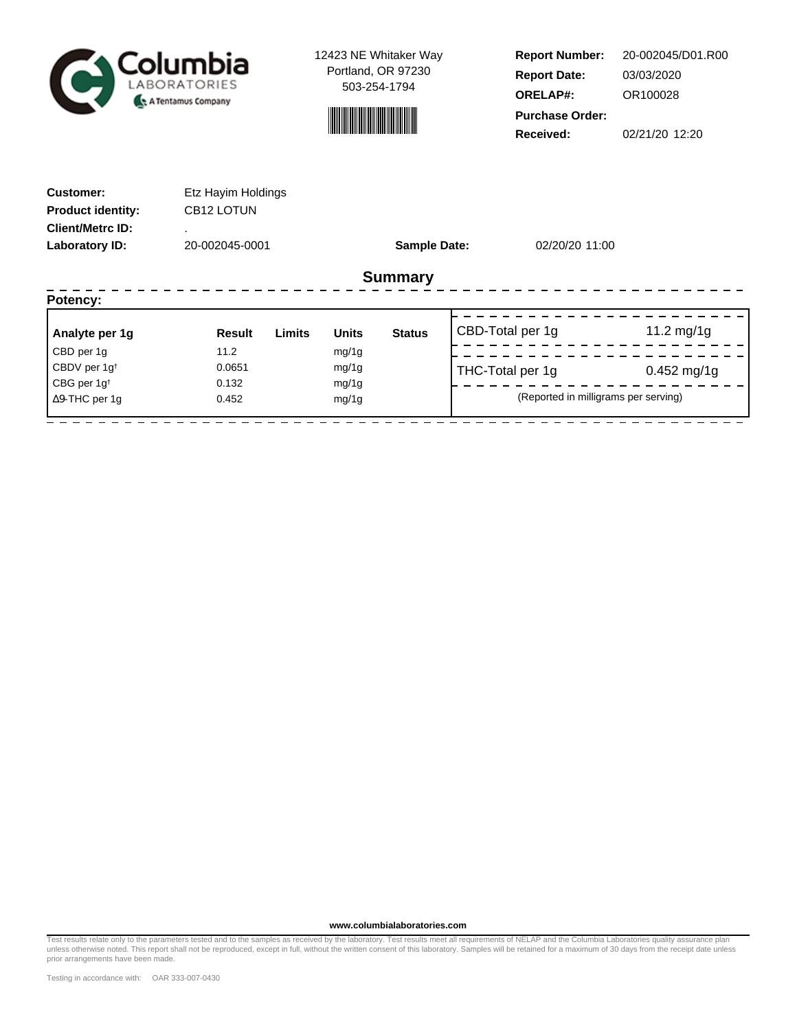Columbia LABORATORIES
A Tentamus Company

12423 NE Whitaker Way
Portland, OR 97230
503-254-1794

| | |
|---|---|
| **Report Number:** | 20-002045/D01.R00 |
| **Report Date:** | 03/03/2020 |
| **ORELAP#:** | OR100028 |
| **Purchase Order:** | |
| **Received:** | 02/21/20 12:20 |

| | | | |
|---|---|---|---|
| **Customer:** | Etz Hayim Holdings | | |
| **Product identity:** | CB12 LOTUN | | |
| **Client/Metrc ID:** | . | | |
| **Laboratory ID:** | 20-002045-0001 | **Sample Date:** | 02/20/20 11:00 |

## Summary

**Potency:**

| Analyte per 1g | Result | Limits | Units | Status |
|---|---|---|---|---|
| CBD per 1g | 11.2 | | mg/1g | |
| CBDV per 1g† | 0.0651 | | mg/1g | |
| CBG per 1g† | 0.132 | | mg/1g | |
| Δ9-THC per 1g | 0.452 | | mg/1g | |

| | |
|---|---|
| CBD-Total per 1g | 11.2 mg/1g |
| THC-Total per 1g | 0.452 mg/1g |

(Reported in milligrams per serving)

www.columbialaboratories.com

Test results relate only to the parameters tested and to the samples as received by the laboratory. Test results meet all requirements of NELAP and the Columbia Laboratories quality assurance plan unless otherwise noted. This report shall not be reproduced, except in full, without the written consent of this laboratory. Samples will be retained for a maximum of 30 days from the receipt date unless prior arrangements have been made.

Testing in accordance with: OAR 333-007-0430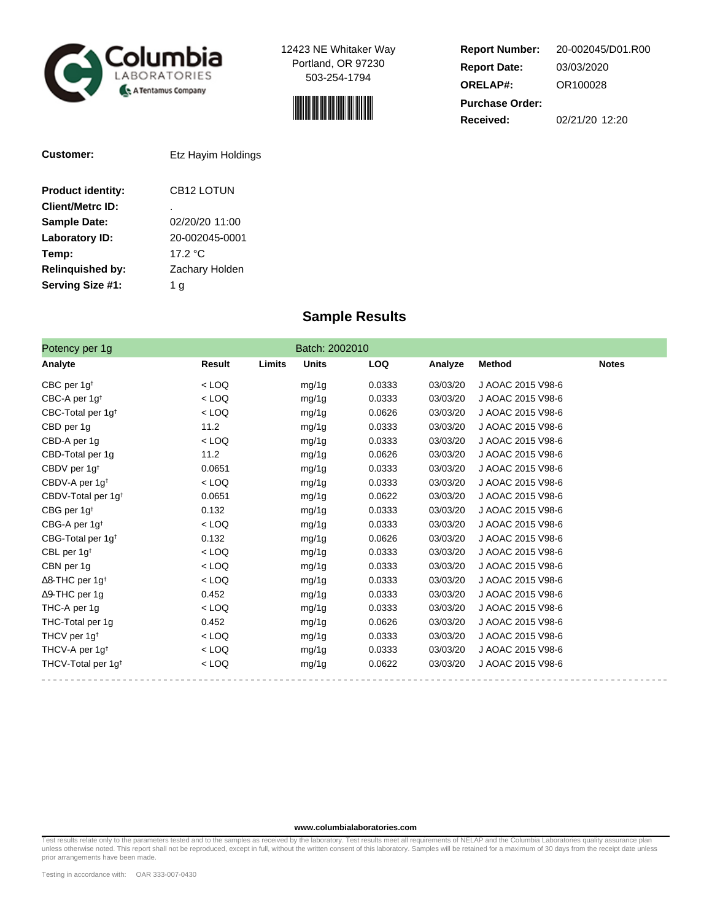Columbia LABORATORIES A Tentamus Company

12423 NE Whitaker Way
Portland, OR 97230
503-254-1794

| | |
|---|---|
| **Report Number:** | 20-002045/D01.R00 |
| **Report Date:** | 03/03/2020 |
| **ORELAP#:** | OR100028 |
| **Purchase Order:** | |
| **Received:** | 02/21/20 12:20 |

**Customer:** Etz Hayim Holdings

| | |
|---|---|
| **Product identity:** | CB12 LOTUN |
| **Client/Metrc ID:** | . |
| **Sample Date:** | 02/20/20 11:00 |
| **Laboratory ID:** | 20-002045-0001 |
| **Temp:** | 17.2 °C |
| **Relinquished by:** | Zachary Holden |
| **Serving Size #1:** | 1 g |

## Sample Results

Potency per 1g — Batch: 2002010

| Analyte | Result | Limits | Units | LOQ | Analyze | Method | Notes |
|---|---|---|---|---|---|---|---|
| CBC per 1g† | < LOQ | | mg/1g | 0.0333 | 03/03/20 | J AOAC 2015 V98-6 | |
| CBC-A per 1g† | < LOQ | | mg/1g | 0.0333 | 03/03/20 | J AOAC 2015 V98-6 | |
| CBC-Total per 1g† | < LOQ | | mg/1g | 0.0626 | 03/03/20 | J AOAC 2015 V98-6 | |
| CBD per 1g | 11.2 | | mg/1g | 0.0333 | 03/03/20 | J AOAC 2015 V98-6 | |
| CBD-A per 1g | < LOQ | | mg/1g | 0.0333 | 03/03/20 | J AOAC 2015 V98-6 | |
| CBD-Total per 1g | 11.2 | | mg/1g | 0.0626 | 03/03/20 | J AOAC 2015 V98-6 | |
| CBDV per 1g† | 0.0651 | | mg/1g | 0.0333 | 03/03/20 | J AOAC 2015 V98-6 | |
| CBDV-A per 1g† | < LOQ | | mg/1g | 0.0333 | 03/03/20 | J AOAC 2015 V98-6 | |
| CBDV-Total per 1g† | 0.0651 | | mg/1g | 0.0622 | 03/03/20 | J AOAC 2015 V98-6 | |
| CBG per 1g† | 0.132 | | mg/1g | 0.0333 | 03/03/20 | J AOAC 2015 V98-6 | |
| CBG-A per 1g† | < LOQ | | mg/1g | 0.0333 | 03/03/20 | J AOAC 2015 V98-6 | |
| CBG-Total per 1g† | 0.132 | | mg/1g | 0.0626 | 03/03/20 | J AOAC 2015 V98-6 | |
| CBL per 1g† | < LOQ | | mg/1g | 0.0333 | 03/03/20 | J AOAC 2015 V98-6 | |
| CBN per 1g | < LOQ | | mg/1g | 0.0333 | 03/03/20 | J AOAC 2015 V98-6 | |
| Δ8-THC per 1g† | < LOQ | | mg/1g | 0.0333 | 03/03/20 | J AOAC 2015 V98-6 | |
| Δ9-THC per 1g | 0.452 | | mg/1g | 0.0333 | 03/03/20 | J AOAC 2015 V98-6 | |
| THC-A per 1g | < LOQ | | mg/1g | 0.0333 | 03/03/20 | J AOAC 2015 V98-6 | |
| THC-Total per 1g | 0.452 | | mg/1g | 0.0626 | 03/03/20 | J AOAC 2015 V98-6 | |
| THCV per 1g† | < LOQ | | mg/1g | 0.0333 | 03/03/20 | J AOAC 2015 V98-6 | |
| THCV-A per 1g† | < LOQ | | mg/1g | 0.0333 | 03/03/20 | J AOAC 2015 V98-6 | |
| THCV-Total per 1g† | < LOQ | | mg/1g | 0.0622 | 03/03/20 | J AOAC 2015 V98-6 | |

**www.columbialaboratories.com**

Test results relate only to the parameters tested and to the samples as received by the laboratory. Test results meet all requirements of NELAP and the Columbia Laboratories quality assurance plan unless otherwise noted. This report shall not be reproduced, except in full, without the written consent of this laboratory. Samples will be retained for a maximum of 30 days from the receipt date unless prior arrangements have been made.

Testing in accordance with: OAR 333-007-0430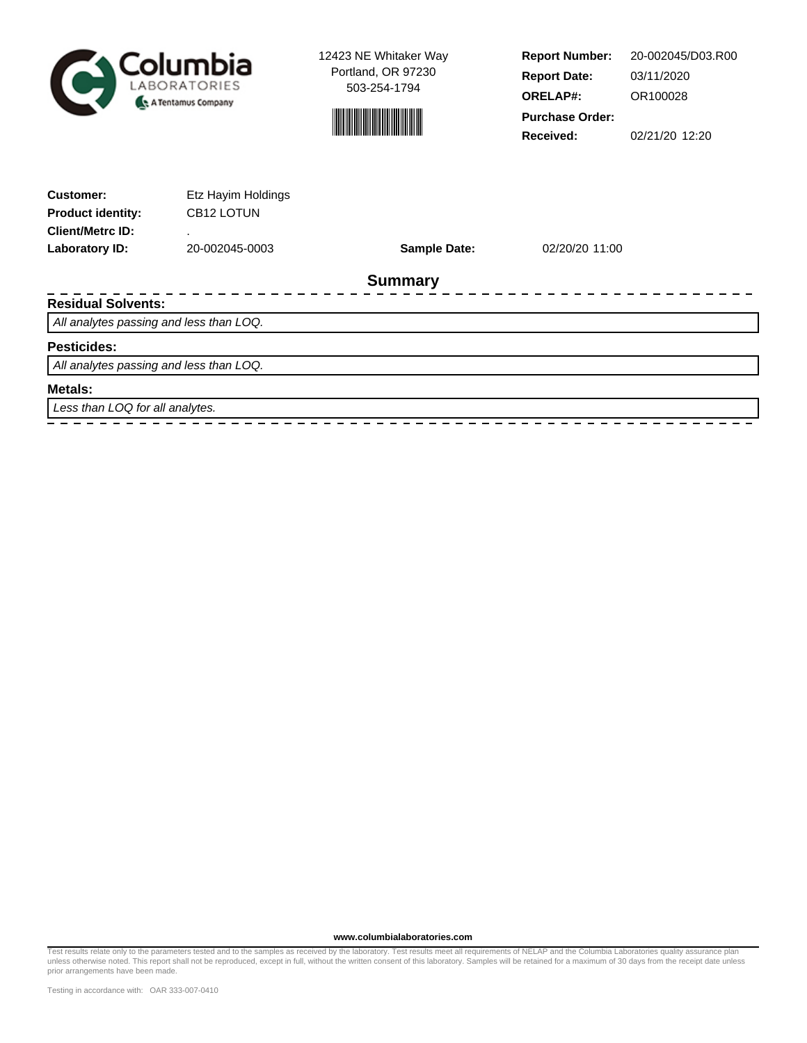Columbia LABORATORIES — A Tentamus Company

12423 NE Whitaker Way
Portland, OR 97230
503-254-1794

| | |
|---|---|
| **Report Number:** | 20-002045/D03.R00 |
| **Report Date:** | 03/11/2020 |
| **ORELAP#:** | OR100028 |
| **Purchase Order:** | |
| **Received:** | 02/21/20 12:20 |

| | | | |
|---|---|---|---|
| **Customer:** | Etz Hayim Holdings | | |
| **Product identity:** | CB12 LOTUN | | |
| **Client/Metrc ID:** | . | | |
| **Laboratory ID:** | 20-002045-0003 | **Sample Date:** | 02/20/20 11:00 |

## Summary

**Residual Solvents:**

*All analytes passing and less than LOQ.*

**Pesticides:**

*All analytes passing and less than LOQ.*

**Metals:**

*Less than LOQ for all analytes.*

www.columbialaboratories.com

Test results relate only to the parameters tested and to the samples as received by the laboratory. Test results meet all requirements of NELAP and the Columbia Laboratories quality assurance plan unless otherwise noted. This report shall not be reproduced, except in full, without the written consent of this laboratory. Samples will be retained for a maximum of 30 days from the receipt date unless prior arrangements have been made.

Testing in accordance with: OAR 333-007-0410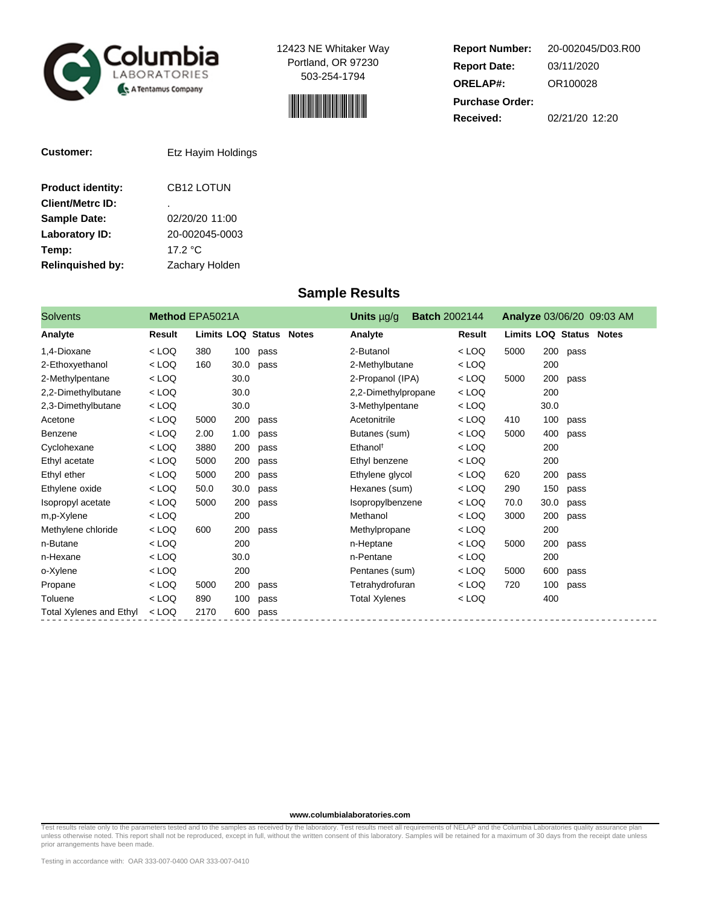Columbia LABORATORIES
A Tentamus Company

12423 NE Whitaker Way
Portland, OR 97230
503-254-1794

**Report Number:** 20-002045/D03.R00
**Report Date:** 03/11/2020
**ORELAP#:** OR100028
**Purchase Order:**
**Received:** 02/21/20 12:20

**Customer:** Etz Hayim Holdings

**Product identity:** CB12 LOTUN
**Client/Metrc ID:** .
**Sample Date:** 02/20/20 11:00
**Laboratory ID:** 20-002045-0003
**Temp:** 17.2 °C
**Relinquished by:** Zachary Holden

## Sample Results

**Solvents** — **Method** EPA5021A — **Units** µg/g — **Batch** 2002144 — **Analyze** 03/06/20 09:03 AM

| Analyte | Result | Limits | LOQ | Status | Notes | Analyte | Result | Limits | LOQ | Status | Notes |
|---|---|---|---|---|---|---|---|---|---|---|---|
| 1,4-Dioxane | < LOQ | 380 | 100 | pass | | 2-Butanol | < LOQ | 5000 | 200 | pass | |
| 2-Ethoxyethanol | < LOQ | 160 | 30.0 | pass | | 2-Methylbutane | < LOQ | | 200 | | |
| 2-Methylpentane | < LOQ | | 30.0 | | | 2-Propanol (IPA) | < LOQ | 5000 | 200 | pass | |
| 2,2-Dimethylbutane | < LOQ | | 30.0 | | | 2,2-Dimethylpropane | < LOQ | | 200 | | |
| 2,3-Dimethylbutane | < LOQ | | 30.0 | | | 3-Methylpentane | < LOQ | | 30.0 | | |
| Acetone | < LOQ | 5000 | 200 | pass | | Acetonitrile | < LOQ | 410 | 100 | pass | |
| Benzene | < LOQ | 2.00 | 1.00 | pass | | Butanes (sum) | < LOQ | 5000 | 400 | pass | |
| Cyclohexane | < LOQ | 3880 | 200 | pass | | Ethanol† | < LOQ | | 200 | | |
| Ethyl acetate | < LOQ | 5000 | 200 | pass | | Ethyl benzene | < LOQ | | 200 | | |
| Ethyl ether | < LOQ | 5000 | 200 | pass | | Ethylene glycol | < LOQ | 620 | 200 | pass | |
| Ethylene oxide | < LOQ | 50.0 | 30.0 | pass | | Hexanes (sum) | < LOQ | 290 | 150 | pass | |
| Isopropyl acetate | < LOQ | 5000 | 200 | pass | | Isopropylbenzene | < LOQ | 70.0 | 30.0 | pass | |
| m,p-Xylene | < LOQ | | 200 | | | Methanol | < LOQ | 3000 | 200 | pass | |
| Methylene chloride | < LOQ | 600 | 200 | pass | | Methylpropane | < LOQ | | 200 | | |
| n-Butane | < LOQ | | 200 | | | n-Heptane | < LOQ | 5000 | 200 | pass | |
| n-Hexane | < LOQ | | 30.0 | | | n-Pentane | < LOQ | | 200 | | |
| o-Xylene | < LOQ | | 200 | | | Pentanes (sum) | < LOQ | 5000 | 600 | pass | |
| Propane | < LOQ | 5000 | 200 | pass | | Tetrahydrofuran | < LOQ | 720 | 100 | pass | |
| Toluene | < LOQ | 890 | 100 | pass | | Total Xylenes | < LOQ | | 400 | | |
| Total Xylenes and Ethyl | < LOQ | 2170 | 600 | pass | | | | | | | |

www.columbialaboratories.com

Test results relate only to the parameters tested and to the samples as received by the laboratory. Test results meet all requirements of NELAP and the Columbia Laboratories quality assurance plan unless otherwise noted. This report shall not be reproduced, except in full, without the written consent of this laboratory. Samples will be retained for a maximum of 30 days from the receipt date unless prior arrangements have been made.

Testing in accordance with: OAR 333-007-0400 OAR 333-007-0410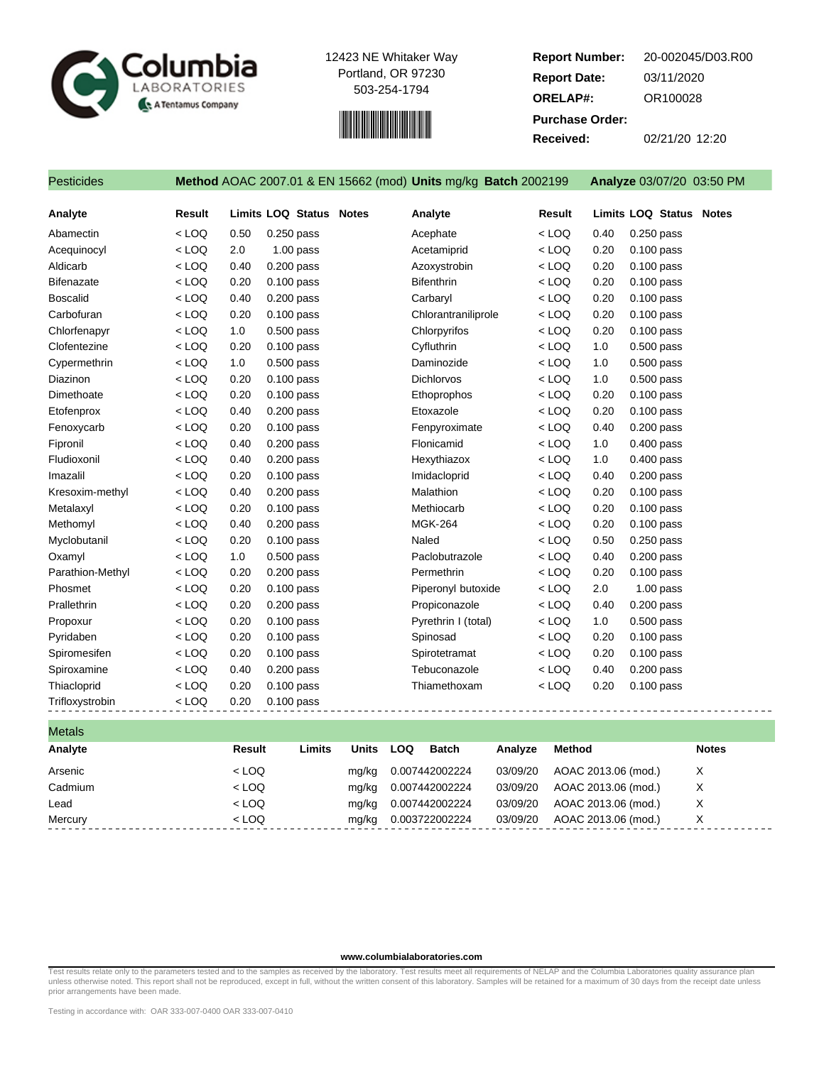Columbia LABORATORIES A Tentamus Company

12423 NE Whitaker Way
Portland, OR 97230
503-254-1794

| | |
|---|---|
| **Report Number:** | 20-002045/D03.R00 |
| **Report Date:** | 03/11/2020 |
| **ORELAP#:** | OR100028 |
| **Purchase Order:** | |
| **Received:** | 02/21/20 12:20 |

## Pesticides

**Method** AOAC 2007.01 & EN 15662 (mod) **Units** mg/kg **Batch** 2002199 **Analyze** 03/07/20 03:50 PM

| Analyte | Result | Limits | LOQ | Status | Notes | Analyte | Result | Limits | LOQ | Status | Notes |
|---|---|---|---|---|---|---|---|---|---|---|---|
| Abamectin | < LOQ | 0.50 | 0.250 | pass | | Acephate | < LOQ | 0.40 | 0.250 | pass | |
| Acequinocyl | < LOQ | 2.0 | 1.00 | pass | | Acetamiprid | < LOQ | 0.20 | 0.100 | pass | |
| Aldicarb | < LOQ | 0.40 | 0.200 | pass | | Azoxystrobin | < LOQ | 0.20 | 0.100 | pass | |
| Bifenazate | < LOQ | 0.20 | 0.100 | pass | | Bifenthrin | < LOQ | 0.20 | 0.100 | pass | |
| Boscalid | < LOQ | 0.40 | 0.200 | pass | | Carbaryl | < LOQ | 0.20 | 0.100 | pass | |
| Carbofuran | < LOQ | 0.20 | 0.100 | pass | | Chlorantraniliprole | < LOQ | 0.20 | 0.100 | pass | |
| Chlorfenapyr | < LOQ | 1.0 | 0.500 | pass | | Chlorpyrifos | < LOQ | 0.20 | 0.100 | pass | |
| Clofentezine | < LOQ | 0.20 | 0.100 | pass | | Cyfluthrin | < LOQ | 1.0 | 0.500 | pass | |
| Cypermethrin | < LOQ | 1.0 | 0.500 | pass | | Daminozide | < LOQ | 1.0 | 0.500 | pass | |
| Diazinon | < LOQ | 0.20 | 0.100 | pass | | Dichlorvos | < LOQ | 1.0 | 0.500 | pass | |
| Dimethoate | < LOQ | 0.20 | 0.100 | pass | | Ethoprophos | < LOQ | 0.20 | 0.100 | pass | |
| Etofenprox | < LOQ | 0.40 | 0.200 | pass | | Etoxazole | < LOQ | 0.20 | 0.100 | pass | |
| Fenoxycarb | < LOQ | 0.20 | 0.100 | pass | | Fenpyroximate | < LOQ | 0.40 | 0.200 | pass | |
| Fipronil | < LOQ | 0.40 | 0.200 | pass | | Flonicamid | < LOQ | 1.0 | 0.400 | pass | |
| Fludioxonil | < LOQ | 0.40 | 0.200 | pass | | Hexythiazox | < LOQ | 1.0 | 0.400 | pass | |
| Imazalil | < LOQ | 0.20 | 0.100 | pass | | Imidacloprid | < LOQ | 0.40 | 0.200 | pass | |
| Kresoxim-methyl | < LOQ | 0.40 | 0.200 | pass | | Malathion | < LOQ | 0.20 | 0.100 | pass | |
| Metalaxyl | < LOQ | 0.20 | 0.100 | pass | | Methiocarb | < LOQ | 0.20 | 0.100 | pass | |
| Methomyl | < LOQ | 0.40 | 0.200 | pass | | MGK-264 | < LOQ | 0.20 | 0.100 | pass | |
| Myclobutanil | < LOQ | 0.20 | 0.100 | pass | | Naled | < LOQ | 0.50 | 0.250 | pass | |
| Oxamyl | < LOQ | 1.0 | 0.500 | pass | | Paclobutrazole | < LOQ | 0.40 | 0.200 | pass | |
| Parathion-Methyl | < LOQ | 0.20 | 0.200 | pass | | Permethrin | < LOQ | 0.20 | 0.100 | pass | |
| Phosmet | < LOQ | 0.20 | 0.100 | pass | | Piperonyl butoxide | < LOQ | 2.0 | 1.00 | pass | |
| Prallethrin | < LOQ | 0.20 | 0.200 | pass | | Propiconazole | < LOQ | 0.40 | 0.200 | pass | |
| Propoxur | < LOQ | 0.20 | 0.100 | pass | | Pyrethrin I (total) | < LOQ | 1.0 | 0.500 | pass | |
| Pyridaben | < LOQ | 0.20 | 0.100 | pass | | Spinosad | < LOQ | 0.20 | 0.100 | pass | |
| Spiromesifen | < LOQ | 0.20 | 0.100 | pass | | Spirotetramat | < LOQ | 0.20 | 0.100 | pass | |
| Spiroxamine | < LOQ | 0.40 | 0.200 | pass | | Tebuconazole | < LOQ | 0.40 | 0.200 | pass | |
| Thiacloprid | < LOQ | 0.20 | 0.100 | pass | | Thiamethoxam | < LOQ | 0.20 | 0.100 | pass | |
| Trifloxystrobin | < LOQ | 0.20 | 0.100 | pass | | | | | | | |

## Metals

| Analyte | Result | Limits | Units | LOQ | Batch | Analyze | Method | Notes |
|---|---|---|---|---|---|---|---|---|
| Arsenic | < LOQ | | mg/kg | 0.0074 | 42002224 | 03/09/20 | AOAC 2013.06 (mod.) | X |
| Cadmium | < LOQ | | mg/kg | 0.0074 | 42002224 | 03/09/20 | AOAC 2013.06 (mod.) | X |
| Lead | < LOQ | | mg/kg | 0.0074 | 42002224 | 03/09/20 | AOAC 2013.06 (mod.) | X |
| Mercury | < LOQ | | mg/kg | 0.0037 | 22002224 | 03/09/20 | AOAC 2013.06 (mod.) | X |

www.columbialaboratories.com

Test results relate only to the parameters tested and to the samples as received by the laboratory. Test results meet all requirements of NELAP and the Columbia Laboratories quality assurance plan unless otherwise noted. This report shall not be reproduced, except in full, without the written consent of this laboratory. Samples will be retained for a maximum of 30 days from the receipt date unless prior arrangements have been made.

Testing in accordance with: OAR 333-007-0400 OAR 333-007-0410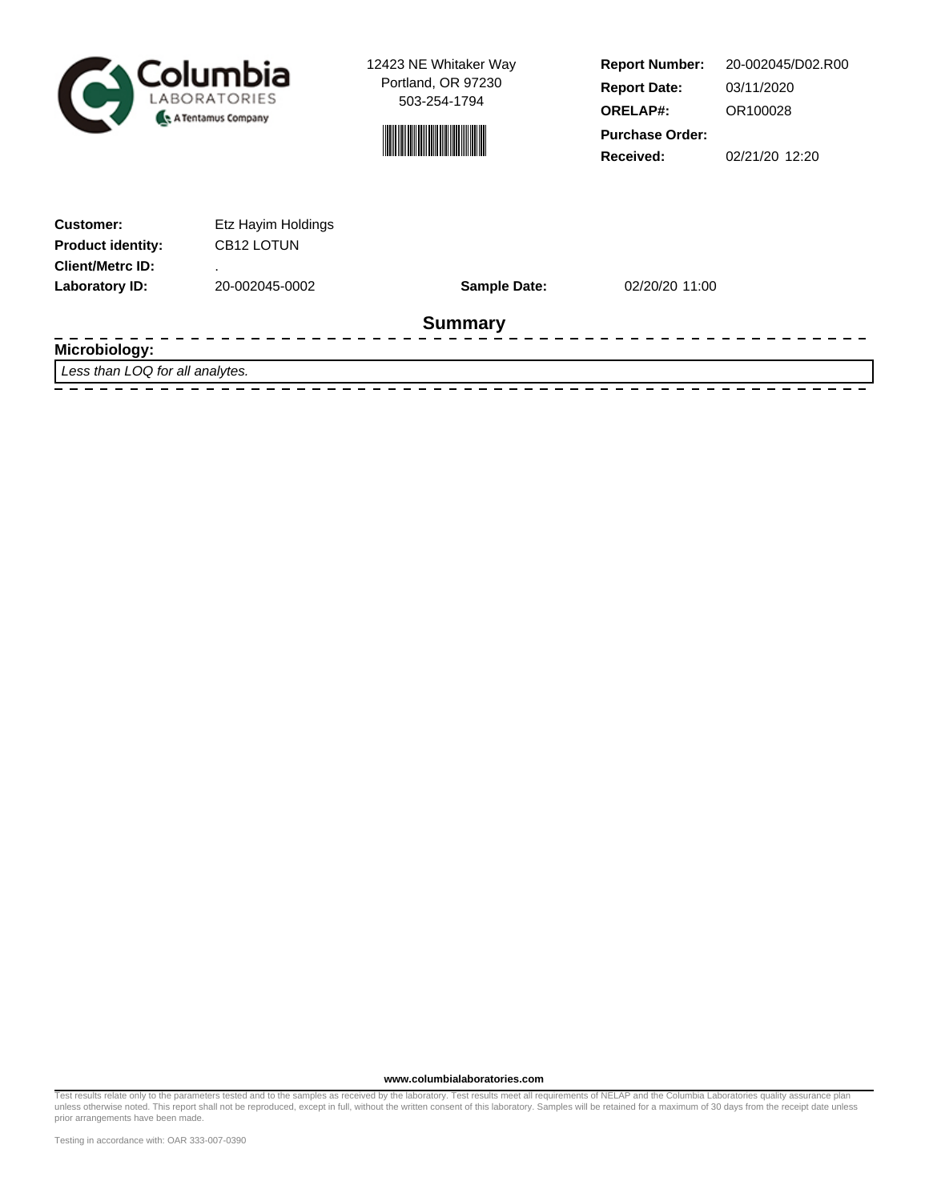Columbia LABORATORIES A Tentamus Company

12423 NE Whitaker Way
Portland, OR 97230
503-254-1794

| | |
|---|---|
| **Report Number:** | 20-002045/D02.R00 |
| **Report Date:** | 03/11/2020 |
| **ORELAP#:** | OR100028 |
| **Purchase Order:** | |
| **Received:** | 02/21/20 12:20 |

| | | | |
|---|---|---|---|
| **Customer:** | Etz Hayim Holdings | | |
| **Product identity:** | CB12 LOTUN | | |
| **Client/Metrc ID:** | . | | |
| **Laboratory ID:** | 20-002045-0002 | **Sample Date:** | 02/20/20 11:00 |

## Summary

**Microbiology:**

*Less than LOQ for all analytes.*

**www.columbialaboratories.com**

Test results relate only to the parameters tested and to the samples as received by the laboratory. Test results meet all requirements of NELAP and the Columbia Laboratories quality assurance plan unless otherwise noted. This report shall not be reproduced, except in full, without the written consent of this laboratory. Samples will be retained for a maximum of 30 days from the receipt date unless prior arrangements have been made.

Testing in accordance with: OAR 333-007-0390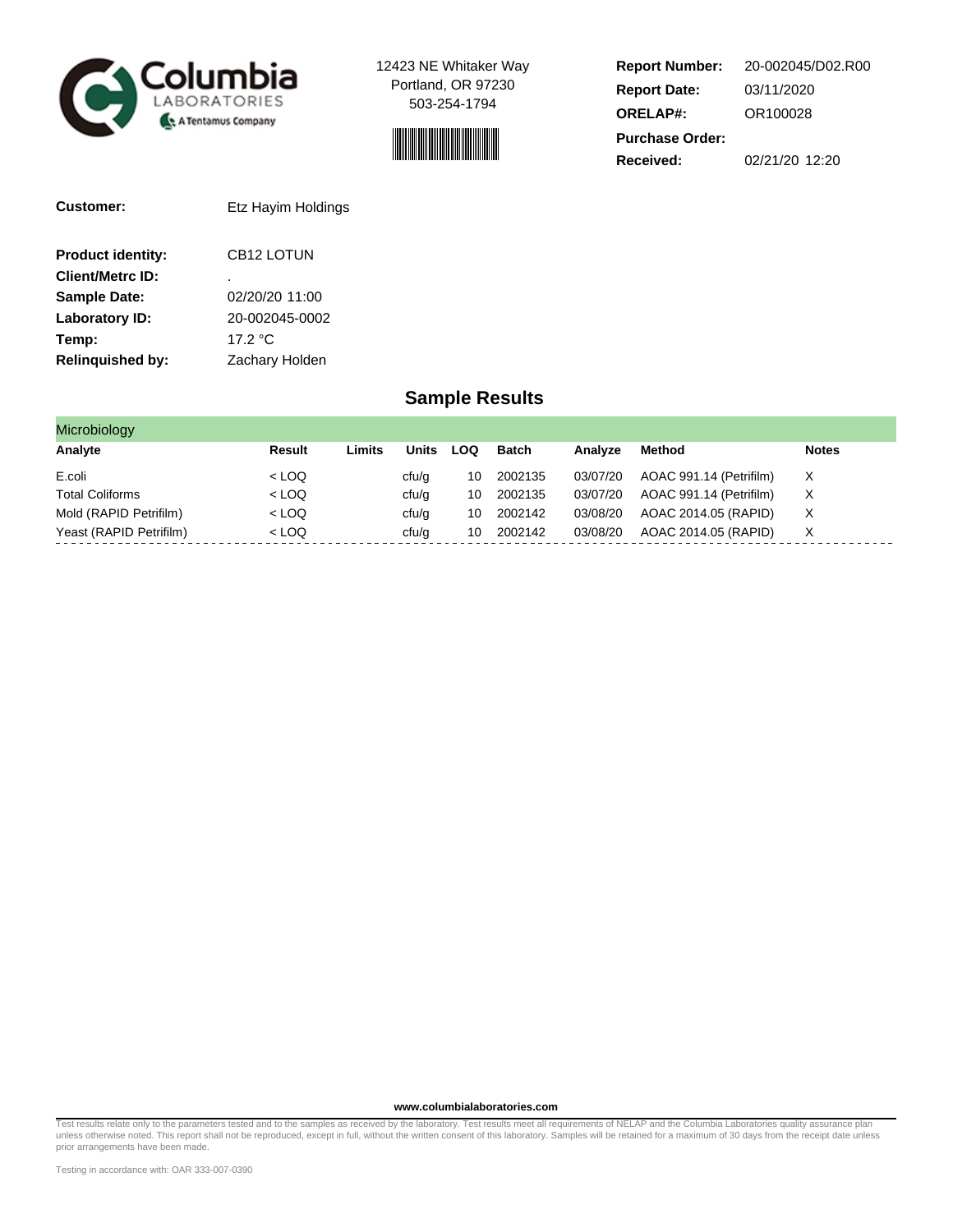Columbia LABORATORIES A Tentamus Company

12423 NE Whitaker Way
Portland, OR 97230
503-254-1794

**Report Number:** 20-002045/D02.R00
**Report Date:** 03/11/2020
**ORELAP#:** OR100028
**Purchase Order:**
**Received:** 02/21/20 12:20

**Customer:** Etz Hayim Holdings

**Product identity:** CB12 LOTUN
**Client/Metrc ID:** .
**Sample Date:** 02/20/20 11:00
**Laboratory ID:** 20-002045-0002
**Temp:** 17.2 °C
**Relinquished by:** Zachary Holden

## Sample Results

Microbiology

| Analyte | Result | Limits | Units | LOQ | Batch | Analyze | Method | Notes |
|---|---|---|---|---|---|---|---|---|
| E.coli | < LOQ | | cfu/g | 10 | 2002135 | 03/07/20 | AOAC 991.14 (Petrifilm) | X |
| Total Coliforms | < LOQ | | cfu/g | 10 | 2002135 | 03/07/20 | AOAC 991.14 (Petrifilm) | X |
| Mold (RAPID Petrifilm) | < LOQ | | cfu/g | 10 | 2002142 | 03/08/20 | AOAC 2014.05 (RAPID) | X |
| Yeast (RAPID Petrifilm) | < LOQ | | cfu/g | 10 | 2002142 | 03/08/20 | AOAC 2014.05 (RAPID) | X |

**www.columbialaboratories.com**

Test results relate only to the parameters tested and to the samples as received by the laboratory. Test results meet all requirements of NELAP and the Columbia Laboratories quality assurance plan unless otherwise noted. This report shall not be reproduced, except in full, without the written consent of this laboratory. Samples will be retained for a maximum of 30 days from the receipt date unless prior arrangements have been made.

Testing in accordance with: OAR 333-007-0390